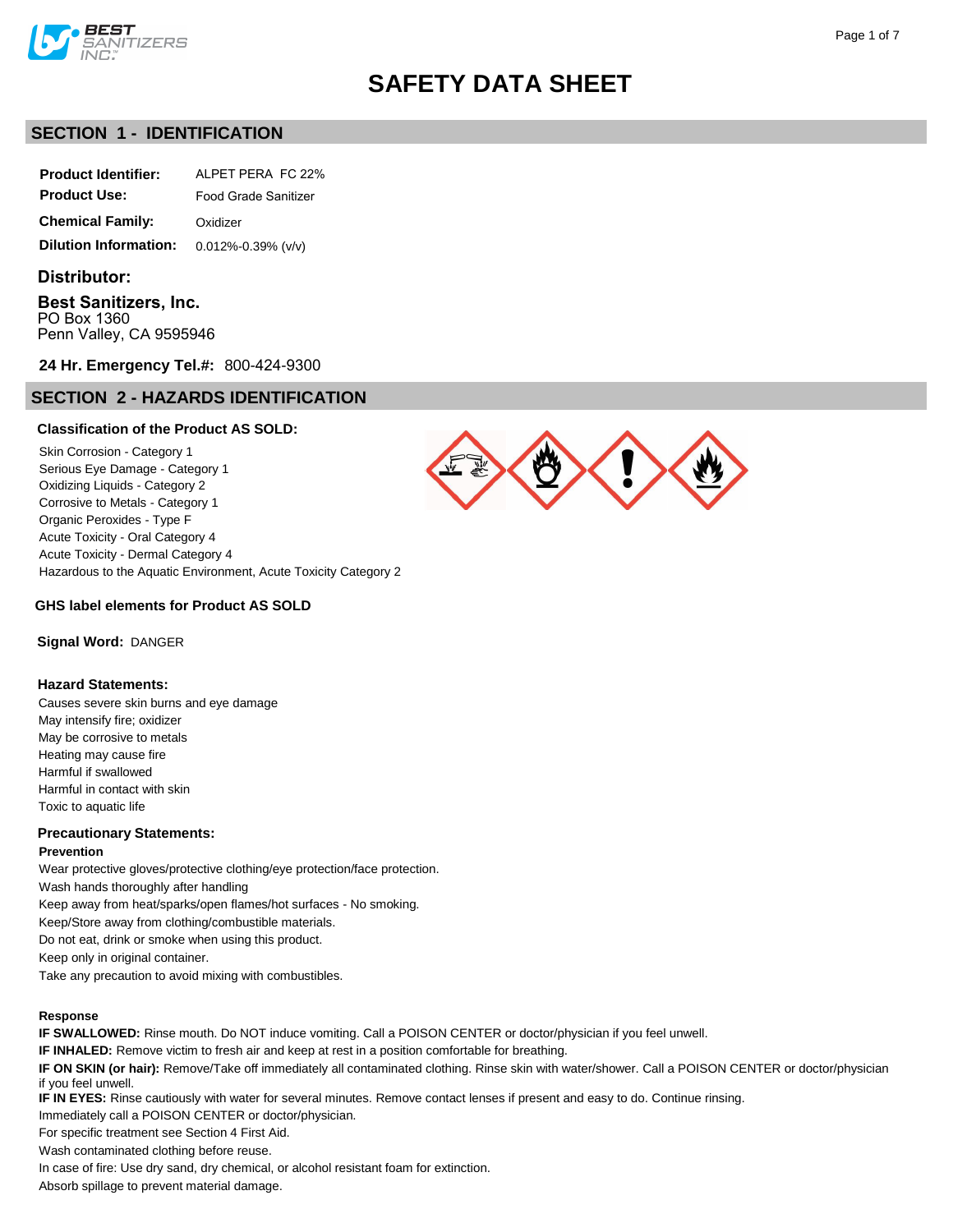# SAFETY DATA SHEET

## SECTION 1 - IDENTIFICATION

**Product Identifier:** ALPET PERA FC 22%

**Product Use:** Food Grade Sanitizer

**Chemical Family:** Oxidizer

**Dilution Information:** 0.012%-0.39% (v/v)

### Distributor:

**Best Sanitizers, Inc.**
PO Box 1360
Penn Valley, CA 9595946

**24 Hr. Emergency Tel.#:** 800-424-9300

## SECTION 2 - HAZARDS IDENTIFICATION

### Classification of the Product AS SOLD:

Skin Corrosion - Category 1
Serious Eye Damage - Category 1
Oxidizing Liquids - Category 2
Corrosive to Metals - Category 1
Organic Peroxides - Type F
Acute Toxicity - Oral Category 4
Acute Toxicity - Dermal Category 4
Hazardous to the Aquatic Environment, Acute Toxicity Category 2

### GHS label elements for Product AS SOLD

**Signal Word:** DANGER

### Hazard Statements:

Causes severe skin burns and eye damage
May intensify fire; oxidizer
May be corrosive to metals
Heating may cause fire
Harmful if swallowed
Harmful in contact with skin
Toxic to aquatic life

### Precautionary Statements:

**Prevention**

Wear protective gloves/protective clothing/eye protection/face protection.
Wash hands thoroughly after handling
Keep away from heat/sparks/open flames/hot surfaces - No smoking.
Keep/Store away from clothing/combustible materials.
Do not eat, drink or smoke when using this product.
Keep only in original container.
Take any precaution to avoid mixing with combustibles.

**Response**

**IF SWALLOWED:** Rinse mouth. Do NOT induce vomiting. Call a POISON CENTER or doctor/physician if you feel unwell.
**IF INHALED:** Remove victim to fresh air and keep at rest in a position comfortable for breathing.
**IF ON SKIN (or hair):** Remove/Take off immediately all contaminated clothing. Rinse skin with water/shower. Call a POISON CENTER or doctor/physician if you feel unwell.
**IF IN EYES:** Rinse cautiously with water for several minutes. Remove contact lenses if present and easy to do. Continue rinsing.
Immediately call a POISON CENTER or doctor/physician.
For specific treatment see Section 4 First Aid.
Wash contaminated clothing before reuse.
In case of fire: Use dry sand, dry chemical, or alcohol resistant foam for extinction.
Absorb spillage to prevent material damage.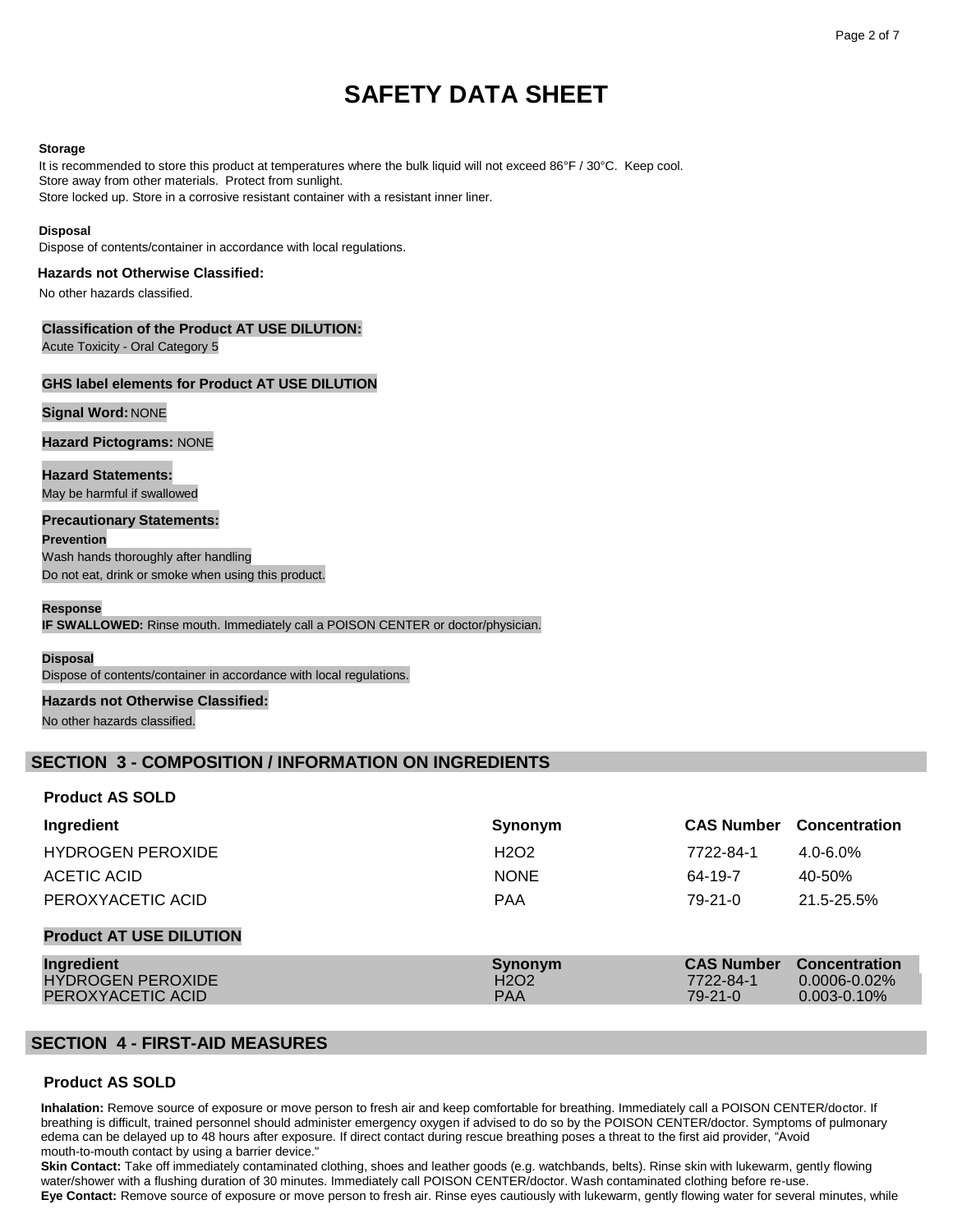# SAFETY DATA SHEET

**Storage**

It is recommended to store this product at temperatures where the bulk liquid will not exceed 86°F / 30°C. Keep cool.
Store away from other materials. Protect from sunlight.
Store locked up. Store in a corrosive resistant container with a resistant inner liner.

**Disposal**

Dispose of contents/container in accordance with local regulations.

**Hazards not Otherwise Classified:**

No other hazards classified.

**Classification of the Product AT USE DILUTION:**

Acute Toxicity - Oral Category 5

**GHS label elements for Product AT USE DILUTION**

**Signal Word:** NONE

**Hazard Pictograms:** NONE

**Hazard Statements:**

May be harmful if swallowed

**Precautionary Statements:**

**Prevention**

Wash hands thoroughly after handling
Do not eat, drink or smoke when using this product.

**Response**

**IF SWALLOWED:** Rinse mouth. Immediately call a POISON CENTER or doctor/physician.

**Disposal**

Dispose of contents/container in accordance with local regulations.

**Hazards not Otherwise Classified:**

No other hazards classified.

## SECTION 3 - COMPOSITION / INFORMATION ON INGREDIENTS

### Product AS SOLD

| Ingredient | Synonym | CAS Number | Concentration |
|---|---|---|---|
| HYDROGEN PEROXIDE | H2O2 | 7722-84-1 | 4.0-6.0% |
| ACETIC ACID | NONE | 64-19-7 | 40-50% |
| PEROXYACETIC ACID | PAA | 79-21-0 | 21.5-25.5% |

### Product AT USE DILUTION

| Ingredient | Synonym | CAS Number | Concentration |
|---|---|---|---|
| HYDROGEN PEROXIDE | H2O2 | 7722-84-1 | 0.0006-0.02% |
| PEROXYACETIC ACID | PAA | 79-21-0 | 0.003-0.10% |

## SECTION 4 - FIRST-AID MEASURES

### Product AS SOLD

**Inhalation:** Remove source of exposure or move person to fresh air and keep comfortable for breathing. Immediately call a POISON CENTER/doctor. If breathing is difficult, trained personnel should administer emergency oxygen if advised to do so by the POISON CENTER/doctor. Symptoms of pulmonary edema can be delayed up to 48 hours after exposure. If direct contact during rescue breathing poses a threat to the first aid provider, "Avoid mouth-to-mouth contact by using a barrier device."

**Skin Contact:** Take off immediately contaminated clothing, shoes and leather goods (e.g. watchbands, belts). Rinse skin with lukewarm, gently flowing water/shower with a flushing duration of 30 minutes. Immediately call POISON CENTER/doctor. Wash contaminated clothing before re-use.

**Eye Contact:** Remove source of exposure or move person to fresh air. Rinse eyes cautiously with lukewarm, gently flowing water for several minutes, while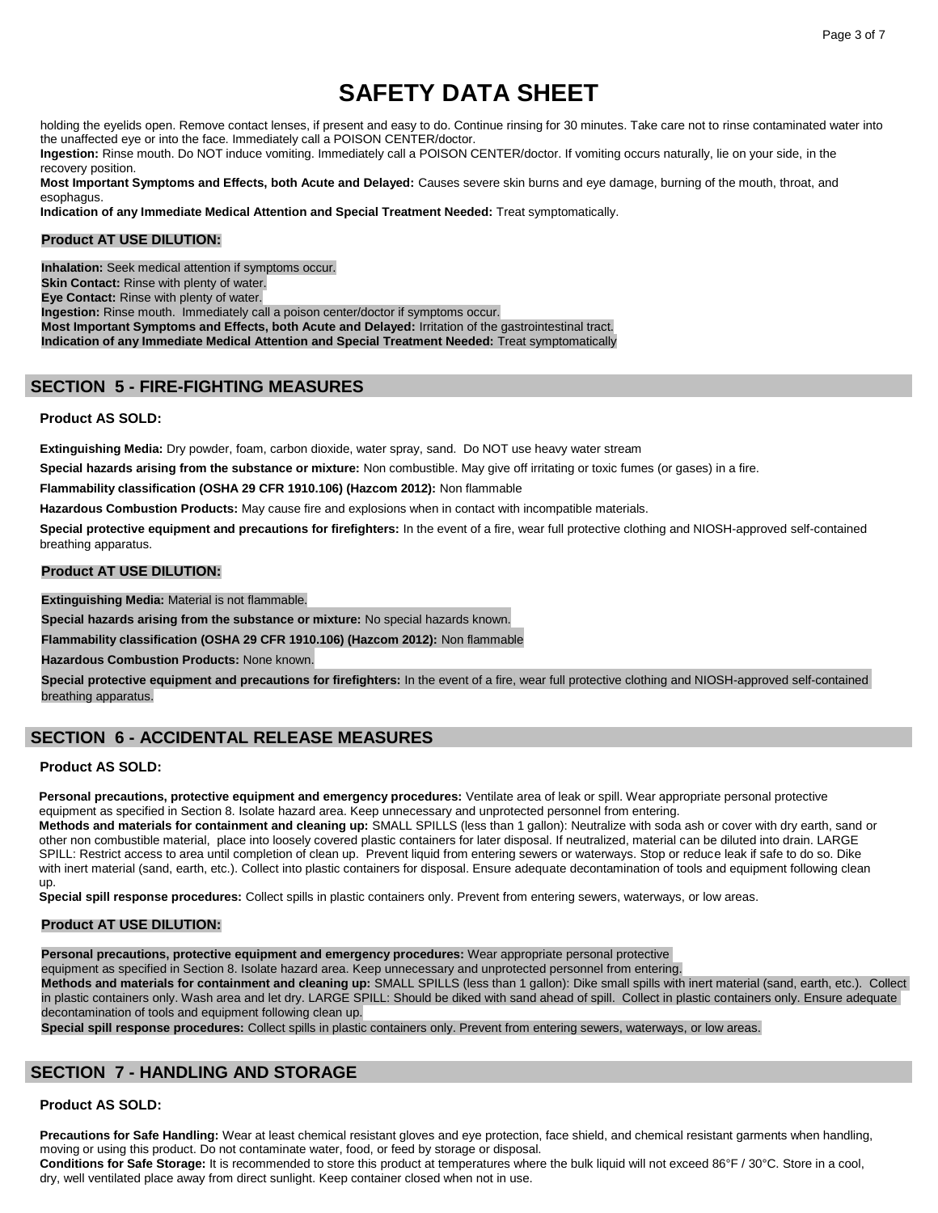holding the eyelids open. Remove contact lenses, if present and easy to do. Continue rinsing for 30 minutes. Take care not to rinse contaminated water into the unaffected eye or into the face. Immediately call a POISON CENTER/doctor.

**Ingestion:** Rinse mouth. Do NOT induce vomiting. Immediately call a POISON CENTER/doctor. If vomiting occurs naturally, lie on your side, in the recovery position.

**Most Important Symptoms and Effects, both Acute and Delayed:** Causes severe skin burns and eye damage, burning of the mouth, throat, and esophagus.

**Indication of any Immediate Medical Attention and Special Treatment Needed:** Treat symptomatically.

### Product AT USE DILUTION:

**Inhalation:** Seek medical attention if symptoms occur.
**Skin Contact:** Rinse with plenty of water.
**Eye Contact:** Rinse with plenty of water.
**Ingestion:** Rinse mouth. Immediately call a poison center/doctor if symptoms occur.
**Most Important Symptoms and Effects, both Acute and Delayed:** Irritation of the gastrointestinal tract.
**Indication of any Immediate Medical Attention and Special Treatment Needed:** Treat symptomatically

## SECTION 5 - FIRE-FIGHTING MEASURES

### Product AS SOLD:

**Extinguishing Media:** Dry powder, foam, carbon dioxide, water spray, sand. Do NOT use heavy water stream

**Special hazards arising from the substance or mixture:** Non combustible. May give off irritating or toxic fumes (or gases) in a fire.

**Flammability classification (OSHA 29 CFR 1910.106) (Hazcom 2012):** Non flammable

**Hazardous Combustion Products:** May cause fire and explosions when in contact with incompatible materials.

**Special protective equipment and precautions for firefighters:** In the event of a fire, wear full protective clothing and NIOSH-approved self-contained breathing apparatus.

### Product AT USE DILUTION:

**Extinguishing Media:** Material is not flammable.

**Special hazards arising from the substance or mixture:** No special hazards known.

**Flammability classification (OSHA 29 CFR 1910.106) (Hazcom 2012):** Non flammable

**Hazardous Combustion Products:** None known.

**Special protective equipment and precautions for firefighters:** In the event of a fire, wear full protective clothing and NIOSH-approved self-contained breathing apparatus.

## SECTION 6 - ACCIDENTAL RELEASE MEASURES

### Product AS SOLD:

**Personal precautions, protective equipment and emergency procedures:** Ventilate area of leak or spill. Wear appropriate personal protective equipment as specified in Section 8. Isolate hazard area. Keep unnecessary and unprotected personnel from entering.

**Methods and materials for containment and cleaning up:** SMALL SPILLS (less than 1 gallon): Neutralize with soda ash or cover with dry earth, sand or other non combustible material, place into loosely covered plastic containers for later disposal. If neutralized, material can be diluted into drain. LARGE SPILL: Restrict access to area until completion of clean up. Prevent liquid from entering sewers or waterways. Stop or reduce leak if safe to do so. Dike with inert material (sand, earth, etc.). Collect into plastic containers for disposal. Ensure adequate decontamination of tools and equipment following clean up.

**Special spill response procedures:** Collect spills in plastic containers only. Prevent from entering sewers, waterways, or low areas.

### Product AT USE DILUTION:

**Personal precautions, protective equipment and emergency procedures:** Wear appropriate personal protective equipment as specified in Section 8. Isolate hazard area. Keep unnecessary and unprotected personnel from entering.

**Methods and materials for containment and cleaning up:** SMALL SPILLS (less than 1 gallon): Dike small spills with inert material (sand, earth, etc.). Collect in plastic containers only. Wash area and let dry. LARGE SPILL: Should be diked with sand ahead of spill. Collect in plastic containers only. Ensure adequate decontamination of tools and equipment following clean up.

**Special spill response procedures:** Collect spills in plastic containers only. Prevent from entering sewers, waterways, or low areas.

## SECTION 7 - HANDLING AND STORAGE

### Product AS SOLD:

**Precautions for Safe Handling:** Wear at least chemical resistant gloves and eye protection, face shield, and chemical resistant garments when handling, moving or using this product. Do not contaminate water, food, or feed by storage or disposal.

**Conditions for Safe Storage:** It is recommended to store this product at temperatures where the bulk liquid will not exceed 86°F / 30°C. Store in a cool, dry, well ventilated place away from direct sunlight. Keep container closed when not in use.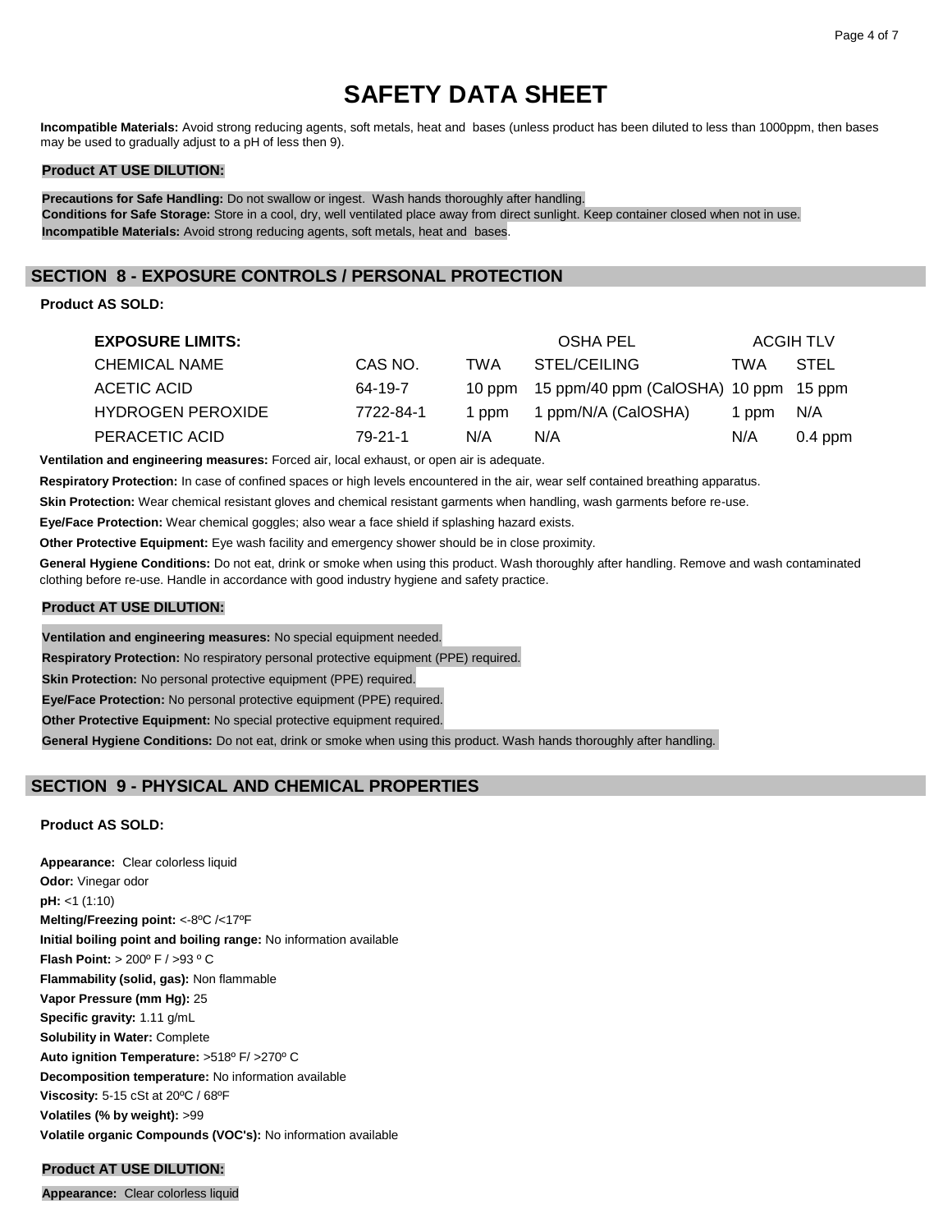# SAFETY DATA SHEET

**Incompatible Materials:** Avoid strong reducing agents, soft metals, heat and bases (unless product has been diluted to less than 1000ppm, then bases may be used to gradually adjust to a pH of less then 9).

**Product AT USE DILUTION:**

**Precautions for Safe Handling:** Do not swallow or ingest. Wash hands thoroughly after handling.
**Conditions for Safe Storage:** Store in a cool, dry, well ventilated place away from direct sunlight. Keep container closed when not in use.
**Incompatible Materials:** Avoid strong reducing agents, soft metals, heat and bases.

## SECTION 8 - EXPOSURE CONTROLS / PERSONAL PROTECTION

**Product AS SOLD:**

| EXPOSURE LIMITS: | | OSHA PEL | | ACGIH TLV | |
|---|---|---|---|---|---|
| CHEMICAL NAME | CAS NO. | TWA | STEL/CEILING | TWA | STEL |
| ACETIC ACID | 64-19-7 | 10 ppm | 15 ppm/40 ppm (CalOSHA) | 10 ppm | 15 ppm |
| HYDROGEN PEROXIDE | 7722-84-1 | 1 ppm | 1 ppm/N/A (CalOSHA) | 1 ppm | N/A |
| PERACETIC ACID | 79-21-1 | N/A | N/A | N/A | 0.4 ppm |

**Ventilation and engineering measures:** Forced air, local exhaust, or open air is adequate.

**Respiratory Protection:** In case of confined spaces or high levels encountered in the air, wear self contained breathing apparatus.

**Skin Protection:** Wear chemical resistant gloves and chemical resistant garments when handling, wash garments before re-use.

**Eye/Face Protection:** Wear chemical goggles; also wear a face shield if splashing hazard exists.

**Other Protective Equipment:** Eye wash facility and emergency shower should be in close proximity.

**General Hygiene Conditions:** Do not eat, drink or smoke when using this product. Wash thoroughly after handling. Remove and wash contaminated clothing before re-use. Handle in accordance with good industry hygiene and safety practice.

**Product AT USE DILUTION:**

**Ventilation and engineering measures:** No special equipment needed.

**Respiratory Protection:** No respiratory personal protective equipment (PPE) required.

**Skin Protection:** No personal protective equipment (PPE) required.

**Eye/Face Protection:** No personal protective equipment (PPE) required.

**Other Protective Equipment:** No special protective equipment required.

**General Hygiene Conditions:** Do not eat, drink or smoke when using this product. Wash hands thoroughly after handling.

## SECTION 9 - PHYSICAL AND CHEMICAL PROPERTIES

**Product AS SOLD:**

**Appearance:** Clear colorless liquid
**Odor:** Vinegar odor
**pH:** <1 (1:10)
**Melting/Freezing point:** <-8ºC /<17ºF
**Initial boiling point and boiling range:** No information available
**Flash Point:** > 200º F / >93 º C
**Flammability (solid, gas):** Non flammable
**Vapor Pressure (mm Hg):** 25
**Specific gravity:** 1.11 g/mL
**Solubility in Water:** Complete
**Auto ignition Temperature:** >518º F/ >270º C
**Decomposition temperature:** No information available
**Viscosity:** 5-15 cSt at 20ºC / 68ºF
**Volatiles (% by weight):** >99
**Volatile organic Compounds (VOC's):** No information available

**Product AT USE DILUTION:**

**Appearance:** Clear colorless liquid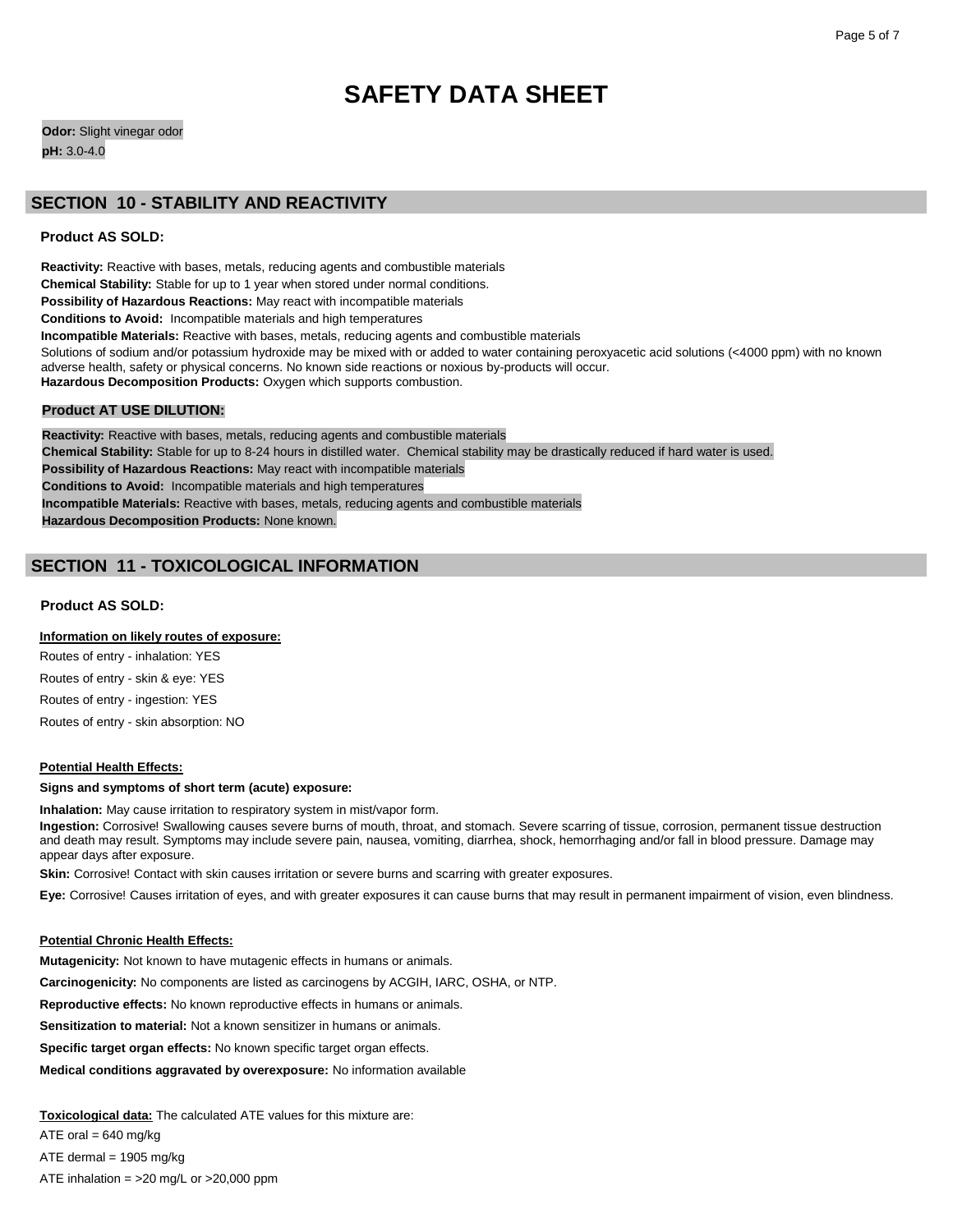# SAFETY DATA SHEET

**Odor:** Slight vinegar odor

**pH:** 3.0-4.0

## SECTION 10 - STABILITY AND REACTIVITY

### Product AS SOLD:

**Reactivity:** Reactive with bases, metals, reducing agents and combustible materials

**Chemical Stability:** Stable for up to 1 year when stored under normal conditions.

**Possibility of Hazardous Reactions:** May react with incompatible materials

**Conditions to Avoid:** Incompatible materials and high temperatures

**Incompatible Materials:** Reactive with bases, metals, reducing agents and combustible materials

Solutions of sodium and/or potassium hydroxide may be mixed with or added to water containing peroxyacetic acid solutions (<4000 ppm) with no known adverse health, safety or physical concerns. No known side reactions or noxious by-products will occur.

**Hazardous Decomposition Products:** Oxygen which supports combustion.

### Product AT USE DILUTION:

**Reactivity:** Reactive with bases, metals, reducing agents and combustible materials

**Chemical Stability:** Stable for up to 8-24 hours in distilled water. Chemical stability may be drastically reduced if hard water is used.

**Possibility of Hazardous Reactions:** May react with incompatible materials

**Conditions to Avoid:** Incompatible materials and high temperatures

**Incompatible Materials:** Reactive with bases, metals, reducing agents and combustible materials

**Hazardous Decomposition Products:** None known.

## SECTION 11 - TOXICOLOGICAL INFORMATION

### Product AS SOLD:

**Information on likely routes of exposure:**

Routes of entry - inhalation: YES

Routes of entry - skin & eye: YES

Routes of entry - ingestion: YES

Routes of entry - skin absorption: NO

**Potential Health Effects:**

**Signs and symptoms of short term (acute) exposure:**

**Inhalation:** May cause irritation to respiratory system in mist/vapor form.

**Ingestion:** Corrosive! Swallowing causes severe burns of mouth, throat, and stomach. Severe scarring of tissue, corrosion, permanent tissue destruction and death may result. Symptoms may include severe pain, nausea, vomiting, diarrhea, shock, hemorrhaging and/or fall in blood pressure. Damage may appear days after exposure.

**Skin:** Corrosive! Contact with skin causes irritation or severe burns and scarring with greater exposures.

**Eye:** Corrosive! Causes irritation of eyes, and with greater exposures it can cause burns that may result in permanent impairment of vision, even blindness.

**Potential Chronic Health Effects:**

**Mutagenicity:** Not known to have mutagenic effects in humans or animals.

**Carcinogenicity:** No components are listed as carcinogens by ACGIH, IARC, OSHA, or NTP.

**Reproductive effects:** No known reproductive effects in humans or animals.

**Sensitization to material:** Not a known sensitizer in humans or animals.

**Specific target organ effects:** No known specific target organ effects.

**Medical conditions aggravated by overexposure:** No information available

**Toxicological data:** The calculated ATE values for this mixture are:

ATE oral = 640 mg/kg

ATE dermal = 1905 mg/kg

ATE inhalation = >20 mg/L or >20,000 ppm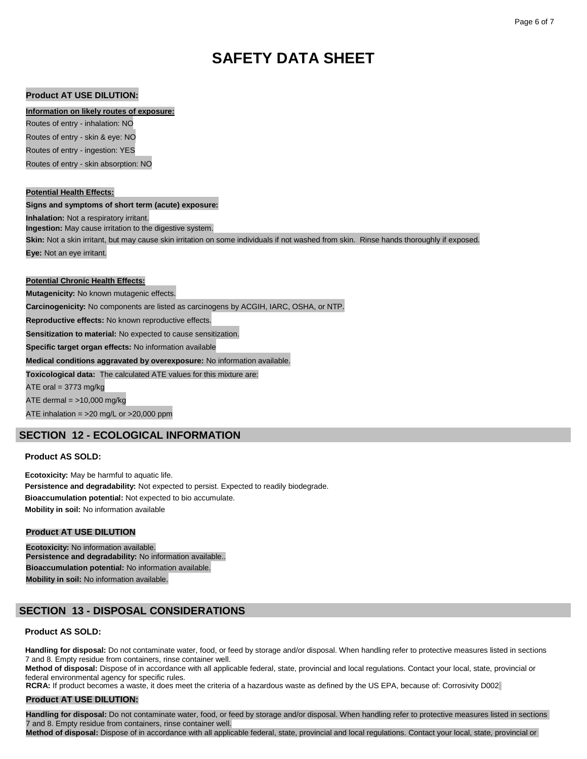# SAFETY DATA SHEET

**Product AT USE DILUTION:**

**Information on likely routes of exposure:**

Routes of entry - inhalation: NO

Routes of entry - skin & eye: NO

Routes of entry - ingestion: YES

Routes of entry - skin absorption: NO

**Potential Health Effects:**

**Signs and symptoms of short term (acute) exposure:**

**Inhalation:** Not a respiratory irritant.

**Ingestion:** May cause irritation to the digestive system.

**Skin:** Not a skin irritant, but may cause skin irritation on some individuals if not washed from skin. Rinse hands thoroughly if exposed.

**Eye:** Not an eye irritant.

**Potential Chronic Health Effects:**

**Mutagenicity:** No known mutagenic effects.

**Carcinogenicity:** No components are listed as carcinogens by ACGIH, IARC, OSHA, or NTP.

**Reproductive effects:** No known reproductive effects.

**Sensitization to material:** No expected to cause sensitization.

**Specific target organ effects:** No information available

**Medical conditions aggravated by overexposure:** No information available.

**Toxicological data:** The calculated ATE values for this mixture are:

ATE oral = 3773 mg/kg

ATE dermal = >10,000 mg/kg

ATE inhalation = >20 mg/L or >20,000 ppm

## SECTION 12 - ECOLOGICAL INFORMATION

**Product AS SOLD:**

**Ecotoxicity:** May be harmful to aquatic life.

**Persistence and degradability:** Not expected to persist. Expected to readily biodegrade.

**Bioaccumulation potential:** Not expected to bio accumulate.

**Mobility in soil:** No information available

**Product AT USE DILUTION**

**Ecotoxicity:** No information available.

**Persistence and degradability:** No information available..

**Bioaccumulation potential:** No information available.

**Mobility in soil:** No information available.

## SECTION 13 - DISPOSAL CONSIDERATIONS

**Product AS SOLD:**

**Handling for disposal:** Do not contaminate water, food, or feed by storage and/or disposal. When handling refer to protective measures listed in sections 7 and 8. Empty residue from containers, rinse container well.

**Method of disposal:** Dispose of in accordance with all applicable federal, state, provincial and local regulations. Contact your local, state, provincial or federal environmental agency for specific rules.

**RCRA:** If product becomes a waste, it does meet the criteria of a hazardous waste as defined by the US EPA, because of: Corrosivity D002

**Product AT USE DILUTION:**

**Handling for disposal:** Do not contaminate water, food, or feed by storage and/or disposal. When handling refer to protective measures listed in sections 7 and 8. Empty residue from containers, rinse container well.

**Method of disposal:** Dispose of in accordance with all applicable federal, state, provincial and local regulations. Contact your local, state, provincial or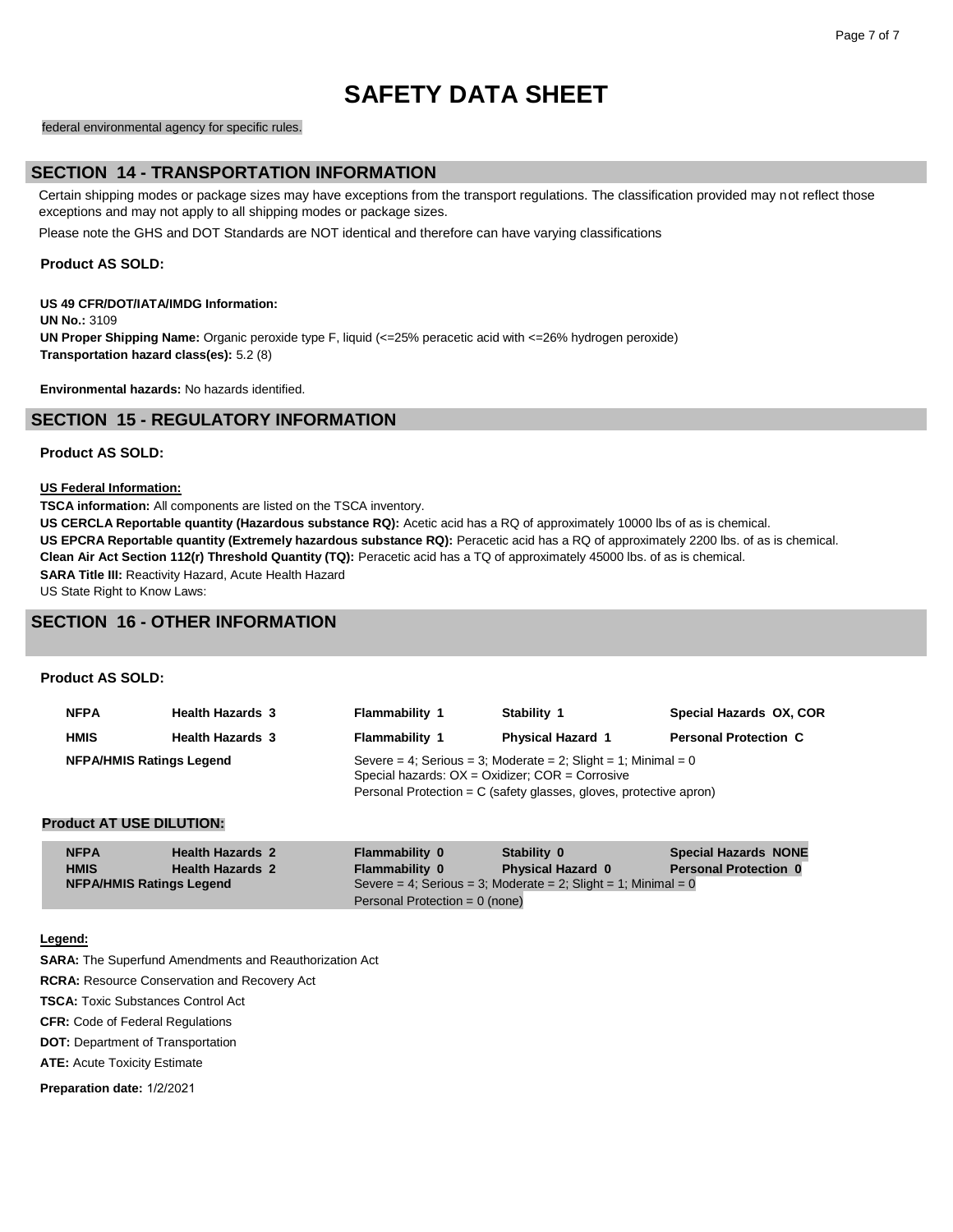# SAFETY DATA SHEET

federal environmental agency for specific rules.

## SECTION 14 - TRANSPORTATION INFORMATION

Certain shipping modes or package sizes may have exceptions from the transport regulations. The classification provided may not reflect those exceptions and may not apply to all shipping modes or package sizes.

Please note the GHS and DOT Standards are NOT identical and therefore can have varying classifications

**Product AS SOLD:**

**US 49 CFR/DOT/IATA/IMDG Information:**
**UN No.:** 3109
**UN Proper Shipping Name:** Organic peroxide type F, liquid (<=25% peracetic acid with <=26% hydrogen peroxide)
**Transportation hazard class(es):** 5.2 (8)

**Environmental hazards:** No hazards identified.

## SECTION 15 - REGULATORY INFORMATION

**Product AS SOLD:**

**US Federal Information:**

**TSCA information:** All components are listed on the TSCA inventory.
**US CERCLA Reportable quantity (Hazardous substance RQ):** Acetic acid has a RQ of approximately 10000 lbs of as is chemical.
**US EPCRA Reportable quantity (Extremely hazardous substance RQ):** Peracetic acid has a RQ of approximately 2200 lbs. of as is chemical.
**Clean Air Act Section 112(r) Threshold Quantity (TQ):** Peracetic acid has a TQ of approximately 45000 lbs. of as is chemical.
**SARA Title III:** Reactivity Hazard, Acute Health Hazard
US State Right to Know Laws:

## SECTION 16 - OTHER INFORMATION

**Product AS SOLD:**

| | | | | |
|---|---|---|---|---|
| **NFPA** | **Health Hazards 3** | **Flammability 1** | **Stability 1** | **Special Hazards OX, COR** |
| **HMIS** | **Health Hazards 3** | **Flammability 1** | **Physical Hazard 1** | **Personal Protection C** |
| **NFPA/HMIS Ratings Legend** | | Severe = 4; Serious = 3; Moderate = 2; Slight = 1; Minimal = 0<br>Special hazards: OX = Oxidizer; COR = Corrosive<br>Personal Protection = C (safety glasses, gloves, protective apron) | | |

**Product AT USE DILUTION:**

| | | | | |
|---|---|---|---|---|
| **NFPA** | **Health Hazards 2** | **Flammability 0** | **Stability 0** | **Special Hazards NONE** |
| **HMIS** | **Health Hazards 2** | **Flammability 0** | **Physical Hazard 0** | **Personal Protection 0** |
| **NFPA/HMIS Ratings Legend** | | Severe = 4; Serious = 3; Moderate = 2; Slight = 1; Minimal = 0<br>Personal Protection = 0 (none) | | |

**Legend:**

**SARA:** The Superfund Amendments and Reauthorization Act
**RCRA:** Resource Conservation and Recovery Act
**TSCA:** Toxic Substances Control Act
**CFR:** Code of Federal Regulations
**DOT:** Department of Transportation
**ATE:** Acute Toxicity Estimate

**Preparation date:** 1/2/2021